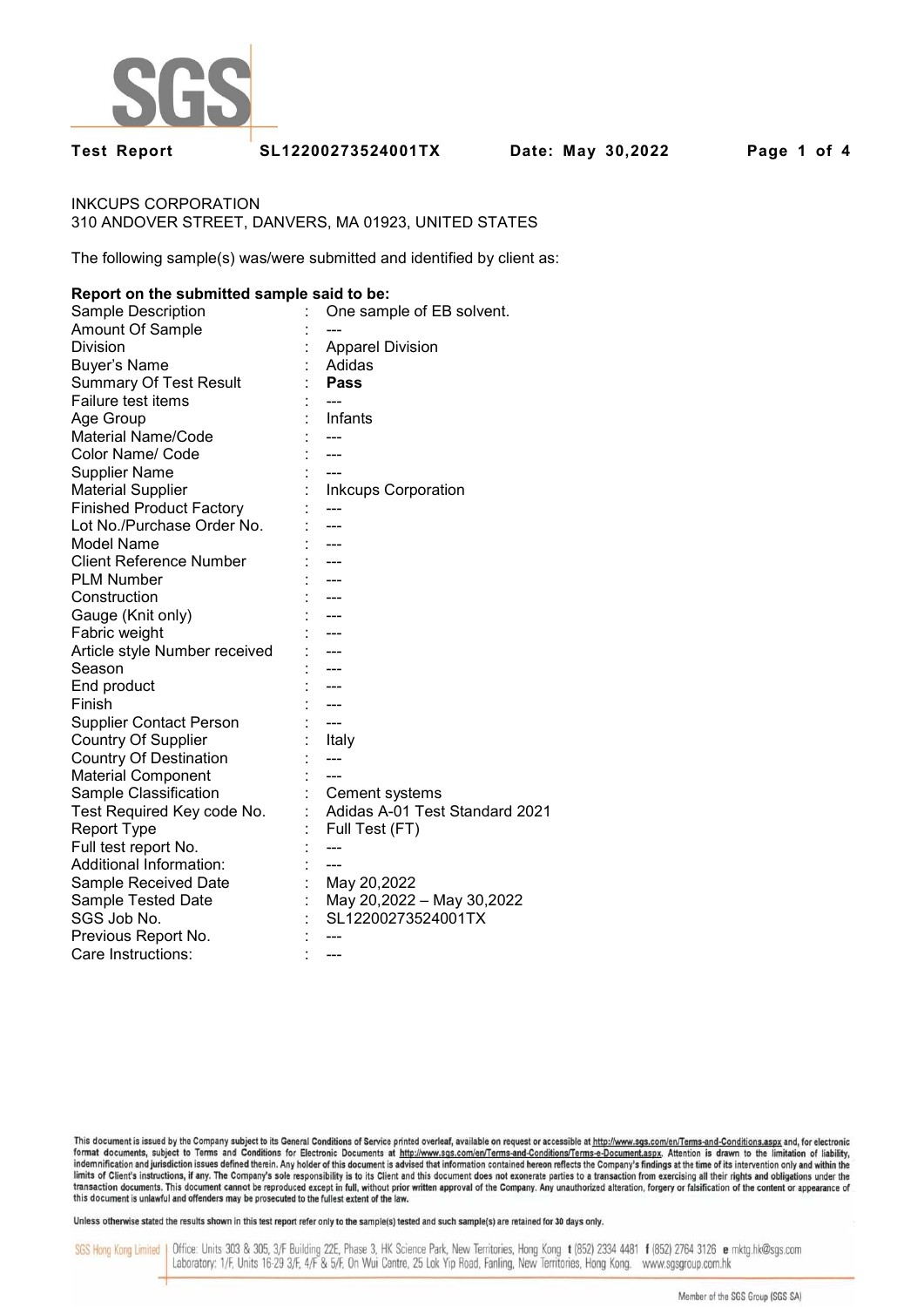**Test Report** SL12200273524001TX **Date: May 30,2022**

INKCUPS CORPORATION
310 ANDOVER STREET, DANVERS, MA 01923, UNITED STATES

The following sample(s) was/were submitted and identified by client as:

**Report on the submitted sample said to be:**

| | | |
|---|---|---|
| Sample Description | : | One sample of EB solvent. |
| Amount Of Sample | : | --- |
| Division | : | Apparel Division |
| Buyer's Name | : | Adidas |
| Summary Of Test Result | : | **Pass** |
| Failure test items | : | --- |
| Age Group | : | Infants |
| Material Name/Code | : | --- |
| Color Name/ Code | : | --- |
| Supplier Name | : | --- |
| Material Supplier | : | Inkcups Corporation |
| Finished Product Factory | : | --- |
| Lot No./Purchase Order No. | : | --- |
| Model Name | : | --- |
| Client Reference Number | : | --- |
| PLM Number | : | --- |
| Construction | : | --- |
| Gauge (Knit only) | : | --- |
| Fabric weight | : | --- |
| Article style Number received | : | --- |
| Season | : | --- |
| End product | : | --- |
| Finish | : | --- |
| Supplier Contact Person | : | --- |
| Country Of Supplier | : | Italy |
| Country Of Destination | : | --- |
| Material Component | : | --- |
| Sample Classification | : | Cement systems |
| Test Required Key code No. | : | Adidas A-01 Test Standard 2021 |
| Report Type | : | Full Test (FT) |
| Full test report No. | : | --- |
| Additional Information: | : | --- |
| Sample Received Date | : | May 20,2022 |
| Sample Tested Date | : | May 20,2022 – May 30,2022 |
| SGS Job No. | : | SL12200273524001TX |
| Previous Report No. | : | --- |
| Care Instructions: | : | --- |

This document is issued by the Company subject to its General Conditions of Service printed overleaf, available on request or accessible at http://www.sgs.com/en/Terms-and-Conditions.aspx and, for electronic format documents, subject to Terms and Conditions for Electronic Documents at http://www.sgs.com/en/Terms-and-Conditions/Terms-e-Document.aspx. Attention is drawn to the limitation of liability, indemnification and jurisdiction issues defined therein. Any holder of this document is advised that information contained hereon reflects the Company's findings at the time of its intervention only and within the limits of Client's instructions, if any. The Company's sole responsibility is to its Client and this document does not exonerate parties to a transaction from exercising all their rights and obligations under the transaction documents. This document cannot be reproduced except in full, without prior written approval of the Company. Any unauthorized alteration, forgery or falsification of the content or appearance of this document is unlawful and offenders may be prosecuted to the fullest extent of the law.

Unless otherwise stated the results shown in this test report refer only to the sample(s) tested and such sample(s) are retained for 30 days only.

SGS Hong Kong Limited | Office: Units 303 & 305, 3/F Building 22E, Phase 3, HK Science Park, New Territories, Hong Kong t (852) 2334 4481 f (852) 2764 3126 e mktg.hk@sgs.com
Laboratory: 1/F, Units 16-29 3/F, 4/F & 5/F, On Wui Centre, 25 Lok Yip Road, Fanling, New Territories, Hong Kong. www.sgsgroup.com.hk

Member of the SGS Group (SGS SA)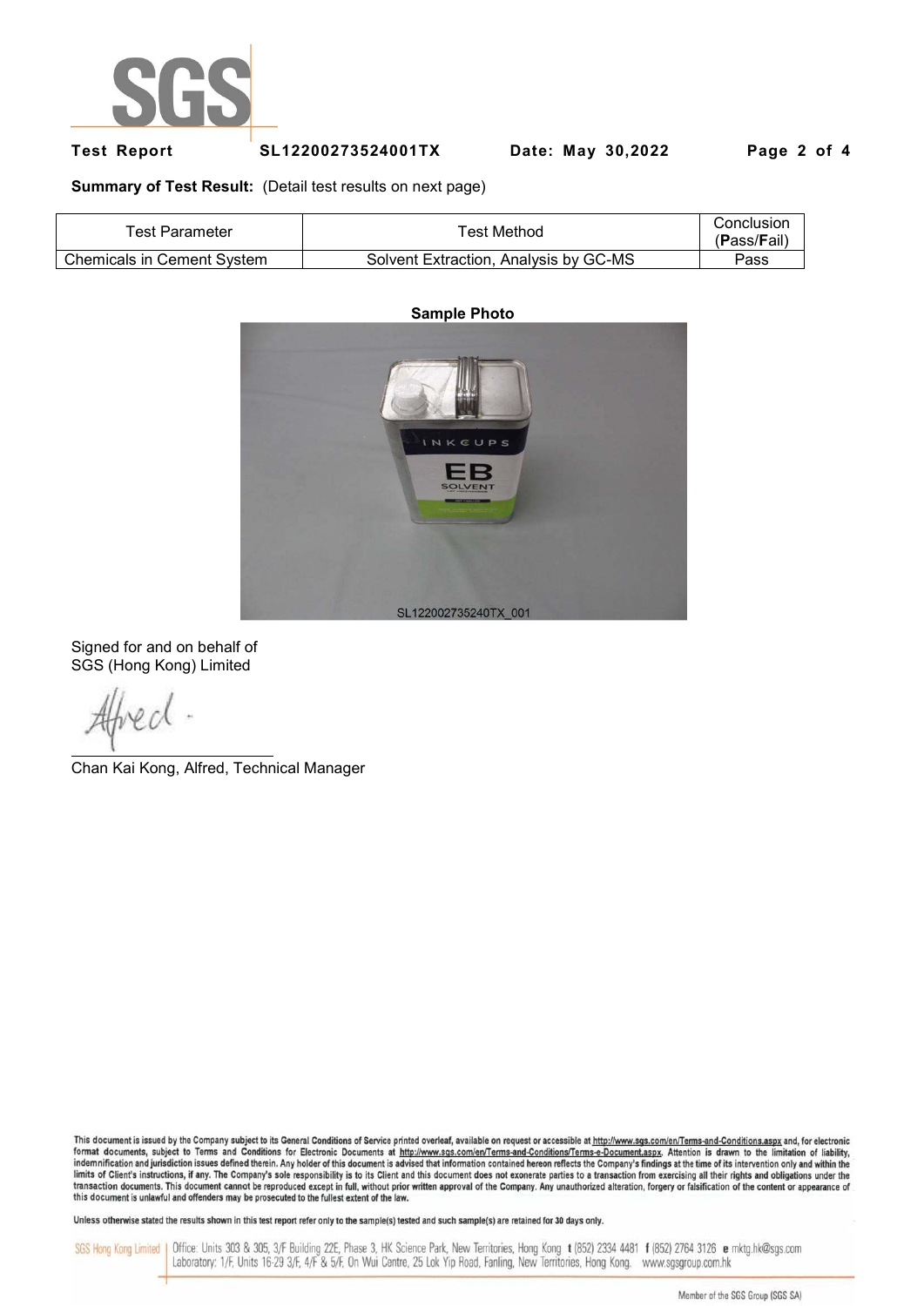**Summary of Test Result:** (Detail test results on next page)

| Test Parameter | Test Method | Conclusion (**P**ass/**F**ail) |
|---|---|---|
| Chemicals in Cement System | Solvent Extraction, Analysis by GC-MS | Pass |

**Sample Photo**

SL122002735240TX_001

Signed for and on behalf of
SGS (Hong Kong) Limited

Chan Kai Kong, Alfred, Technical Manager

This document is issued by the Company subject to its General Conditions of Service printed overleaf, available on request or accessible at http://www.sgs.com/en/Terms-and-Conditions.aspx and, for electronic format documents, subject to Terms and Conditions for Electronic Documents at http://www.sgs.com/en/Terms-and-Conditions/Terms-e-Document.aspx. Attention is drawn to the limitation of liability, indemnification and jurisdiction issues defined therein. Any holder of this document is advised that information contained hereon reflects the Company's findings at the time of its intervention only and within the limits of Client's instructions, if any. The Company's sole responsibility is to its Client and this document does not exonerate parties to a transaction from exercising all their rights and obligations under the transaction documents. This document cannot be reproduced except in full, without prior written approval of the Company. Any unauthorized alteration, forgery or falsification of the content or appearance of this document is unlawful and offenders may be prosecuted to the fullest extent of the law.

Unless otherwise stated the results shown in this test report refer only to the sample(s) tested and such sample(s) are retained for 30 days only.

SGS Hong Kong Limited | Office: Units 303 & 305, 3/F Building 22E, Phase 3, HK Science Park, New Territories, Hong Kong t (852) 2334 4481 f (852) 2764 3126 e mktg.hk@sgs.com
Laboratory: 1/F, Units 16-29 3/F, 4/F & 5/F, On Wui Centre, 25 Lok Yip Road, Fanling, New Territories, Hong Kong. www.sgsgroup.com.hk

Member of the SGS Group (SGS SA)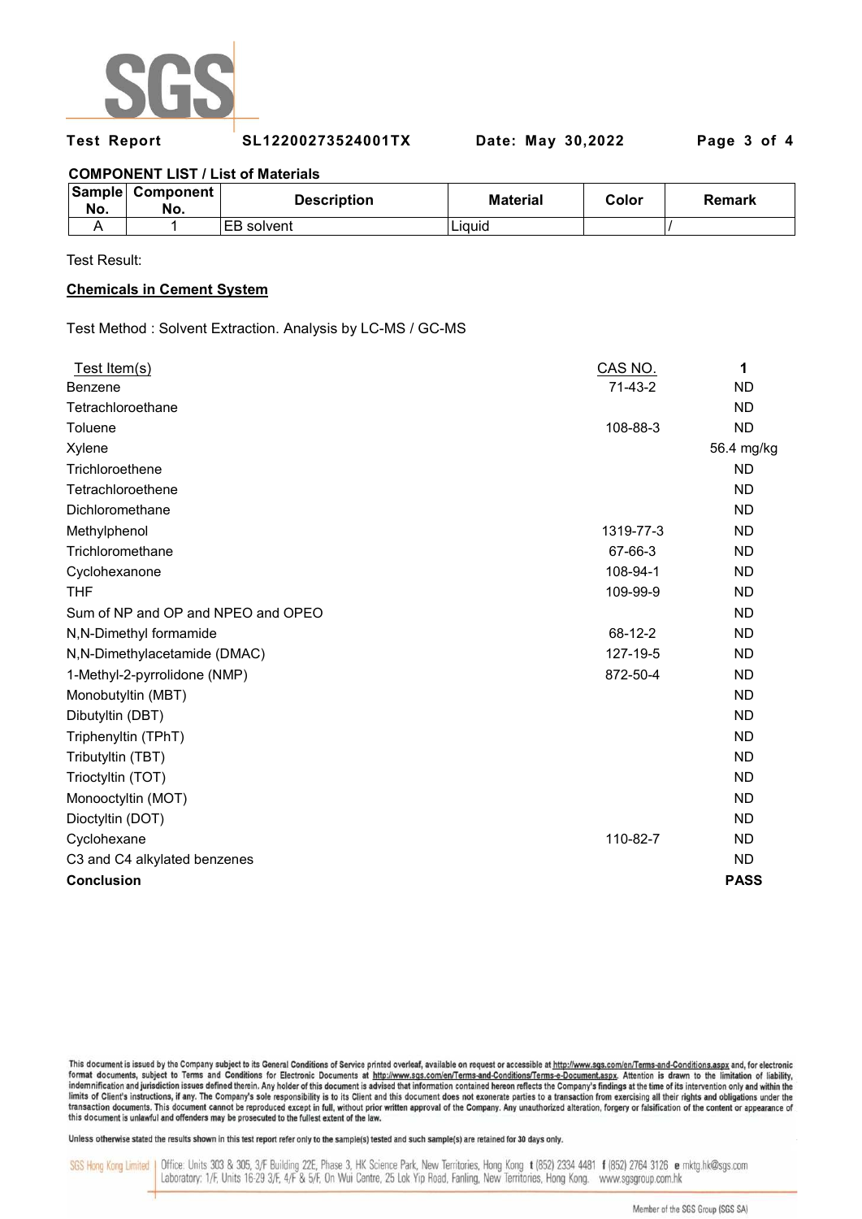**Test Report** SL12200273524001TX **Date: May 30,2022**

**COMPONENT LIST / List of Materials**

| Sample No. | Component No. | Description | Material | Color | Remark |
|---|---|---|---|---|---|
| A | 1 | EB solvent | Liquid | | / |

Test Result:

**Chemicals in Cement System**

Test Method : Solvent Extraction. Analysis by LC-MS / GC-MS

| Test Item(s) | CAS NO. | 1 |
|---|---|---|
| Benzene | 71-43-2 | ND |
| Tetrachloroethane | | ND |
| Toluene | 108-88-3 | ND |
| Xylene | | 56.4 mg/kg |
| Trichloroethene | | ND |
| Tetrachloroethene | | ND |
| Dichloromethane | | ND |
| Methylphenol | 1319-77-3 | ND |
| Trichloromethane | 67-66-3 | ND |
| Cyclohexanone | 108-94-1 | ND |
| THF | 109-99-9 | ND |
| Sum of NP and OP and NPEO and OPEO | | ND |
| N,N-Dimethyl formamide | 68-12-2 | ND |
| N,N-Dimethylacetamide (DMAC) | 127-19-5 | ND |
| 1-Methyl-2-pyrrolidone (NMP) | 872-50-4 | ND |
| Monobutyltin (MBT) | | ND |
| Dibutyltin (DBT) | | ND |
| Triphenyltin (TPhT) | | ND |
| Tributyltin (TBT) | | ND |
| Trioctyltin (TOT) | | ND |
| Monooctyltin (MOT) | | ND |
| Dioctyltin (DOT) | | ND |
| Cyclohexane | 110-82-7 | ND |
| C3 and C4 alkylated benzenes | | ND |
| **Conclusion** | | **PASS** |

This document is issued by the Company subject to its General Conditions of Service printed overleaf, available on request or accessible at http://www.sgs.com/en/Terms-and-Conditions.aspx and, for electronic format documents, subject to Terms and Conditions for Electronic Documents at http://www.sgs.com/en/Terms-and-Conditions/Terms-e-Document.aspx. Attention is drawn to the limitation of liability, indemnification and jurisdiction issues defined therein. Any holder of this document is advised that information contained hereon reflects the Company's findings at the time of its intervention only and within the limits of Client's instructions, if any. The Company's sole responsibility is to its Client and this document does not exonerate parties to a transaction from exercising all their rights and obligations under the transaction documents. This document cannot be reproduced except in full, without prior written approval of the Company. Any unauthorized alteration, forgery or falsification of the content or appearance of this document is unlawful and offenders may be prosecuted to the fullest extent of the law.

Unless otherwise stated the results shown in this test report refer only to the sample(s) tested and such sample(s) are retained for 30 days only.

SGS Hong Kong Limited | Office: Units 303 & 305, 3/F Building 22E, Phase 3, HK Science Park, New Territories, Hong Kong t (852) 2334 4481 f (852) 2764 3126 e mktg.hk@sgs.com
Laboratory: 1/F, Units 16-29 3/F, 4/F & 5/F, On Wui Centre, 25 Lok Yip Road, Fanling, New Territories, Hong Kong. www.sgsgroup.com.hk

Member of the SGS Group (SGS SA)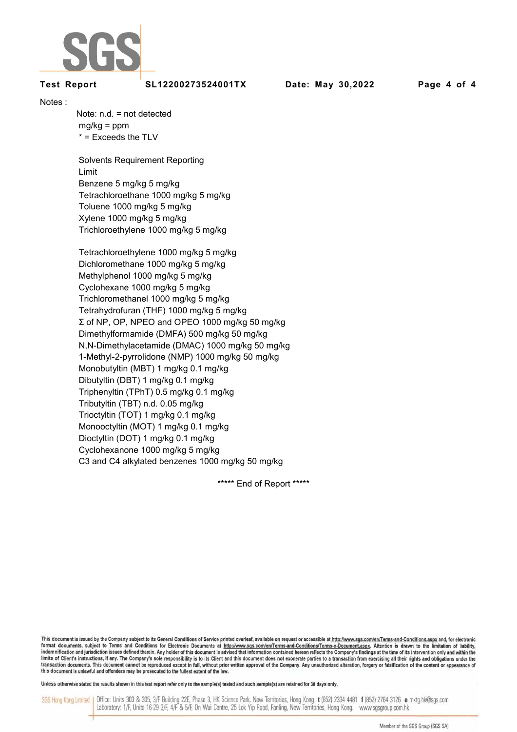Notes :

Note: n.d. = not detected

mg/kg = ppm

* = Exceeds the TLV

Solvents Requirement Reporting
Limit
Benzene 5 mg/kg 5 mg/kg
Tetrachloroethane 1000 mg/kg 5 mg/kg
Toluene 1000 mg/kg 5 mg/kg
Xylene 1000 mg/kg 5 mg/kg
Trichloroethylene 1000 mg/kg 5 mg/kg

Tetrachloroethylene 1000 mg/kg 5 mg/kg
Dichloromethane 1000 mg/kg 5 mg/kg
Methylphenol 1000 mg/kg 5 mg/kg
Cyclohexane 1000 mg/kg 5 mg/kg
Trichloromethanel 1000 mg/kg 5 mg/kg
Tetrahydrofuran (THF) 1000 mg/kg 5 mg/kg
Σ of NP, OP, NPEO and OPEO 1000 mg/kg 50 mg/kg
Dimethylformamide (DMFA) 500 mg/kg 50 mg/kg
N,N-Dimethylacetamide (DMAC) 1000 mg/kg 50 mg/kg
1-Methyl-2-pyrrolidone (NMP) 1000 mg/kg 50 mg/kg
Monobutyltin (MBT) 1 mg/kg 0.1 mg/kg
Dibutyltin (DBT) 1 mg/kg 0.1 mg/kg
Triphenyltin (TPhT) 0.5 mg/kg 0.1 mg/kg
Tributyltin (TBT) n.d. 0.05 mg/kg
Trioctyltin (TOT) 1 mg/kg 0.1 mg/kg
Monooctyltin (MOT) 1 mg/kg 0.1 mg/kg
Dioctyltin (DOT) 1 mg/kg 0.1 mg/kg
Cyclohexanone 1000 mg/kg 5 mg/kg
C3 and C4 alkylated benzenes 1000 mg/kg 50 mg/kg

***** End of Report *****

This document is issued by the Company subject to its General Conditions of Service printed overleaf, available on request or accessible at http://www.sgs.com/en/Terms-and-Conditions.aspx and, for electronic format documents, subject to Terms and Conditions for Electronic Documents at http://www.sgs.com/en/Terms-and-Conditions/Terms-e-Document.aspx. Attention is drawn to the limitation of liability, indemnification and jurisdiction issues defined therein. Any holder of this document is advised that information contained hereon reflects the Company's findings at the time of its intervention only and within the limits of Client's instructions, if any. The Company's sole responsibility is to its Client and this document does not exonerate parties to a transaction from exercising all their rights and obligations under the transaction documents. This document cannot be reproduced except in full, without prior written approval of the Company. Any unauthorized alteration, forgery or falsification of the content or appearance of this document is unlawful and offenders may be prosecuted to the fullest extent of the law.

Unless otherwise stated the results shown in this test report refer only to the sample(s) tested and such sample(s) are retained for 30 days only.

SGS Hong Kong Limited | Office: Units 303 & 305, 3/F Building 22E, Phase 3, HK Science Park, New Territories, Hong Kong t (852) 2334 4481 f (852) 2764 3126 e mktg.hk@sgs.com
Laboratory: 1/F, Units 16-29 3/F, 4/F & 5/F, On Wui Centre, 25 Lok Yip Road, Fanling, New Territories, Hong Kong. www.sgsgroup.com.hk

Member of the SGS Group (SGS SA)